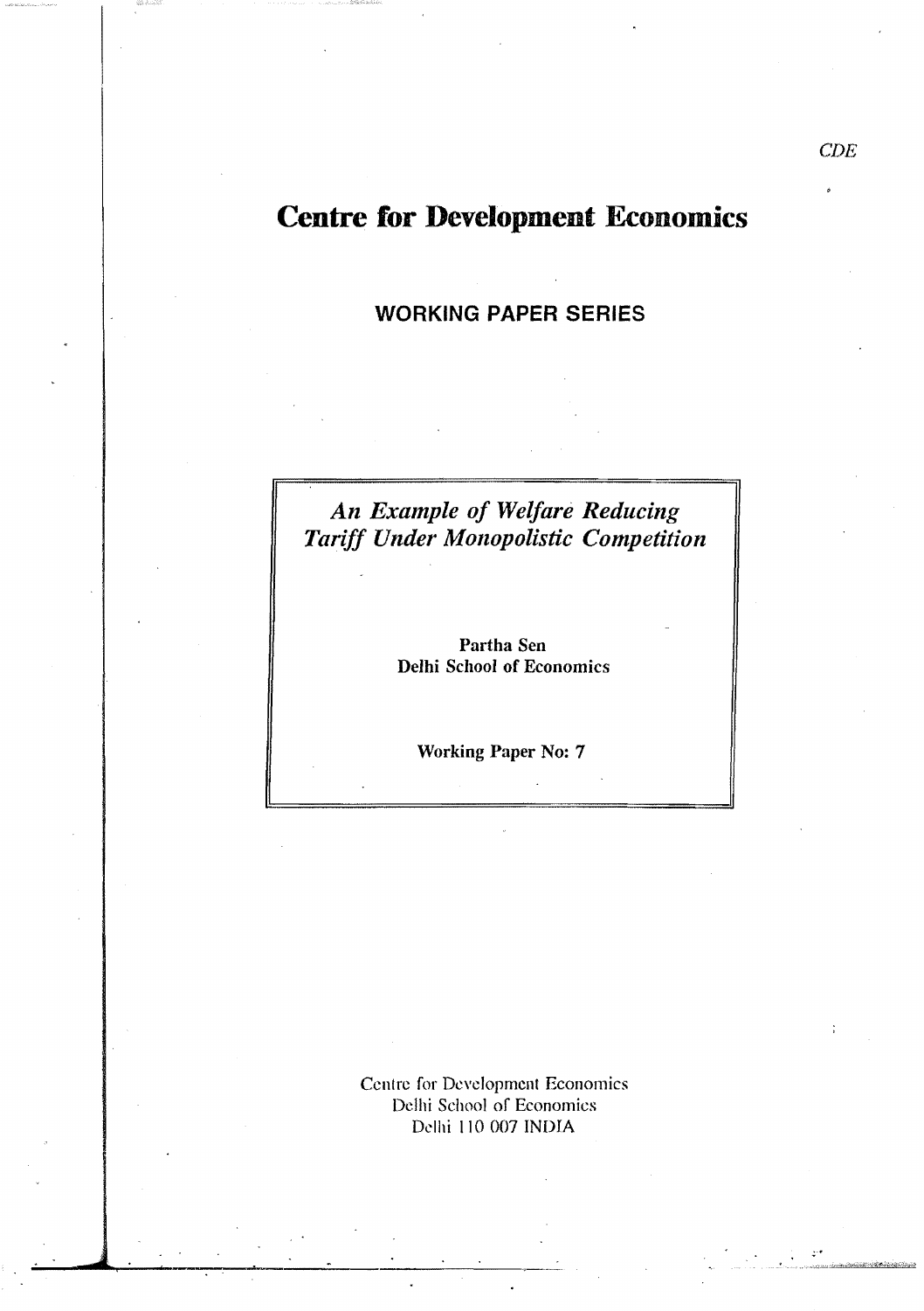CDE

# Centre for Development Economics

## WORKING PAPER SERIES

*An Example of Welfare Reducing Tariff Under Monopolistic Competition*

**Partha Sen**
**Delhi School of Economics**

**Working Paper No: 7**

Centre for Development Economics
Delhi School of Economics
Delhi 110 007 INDIA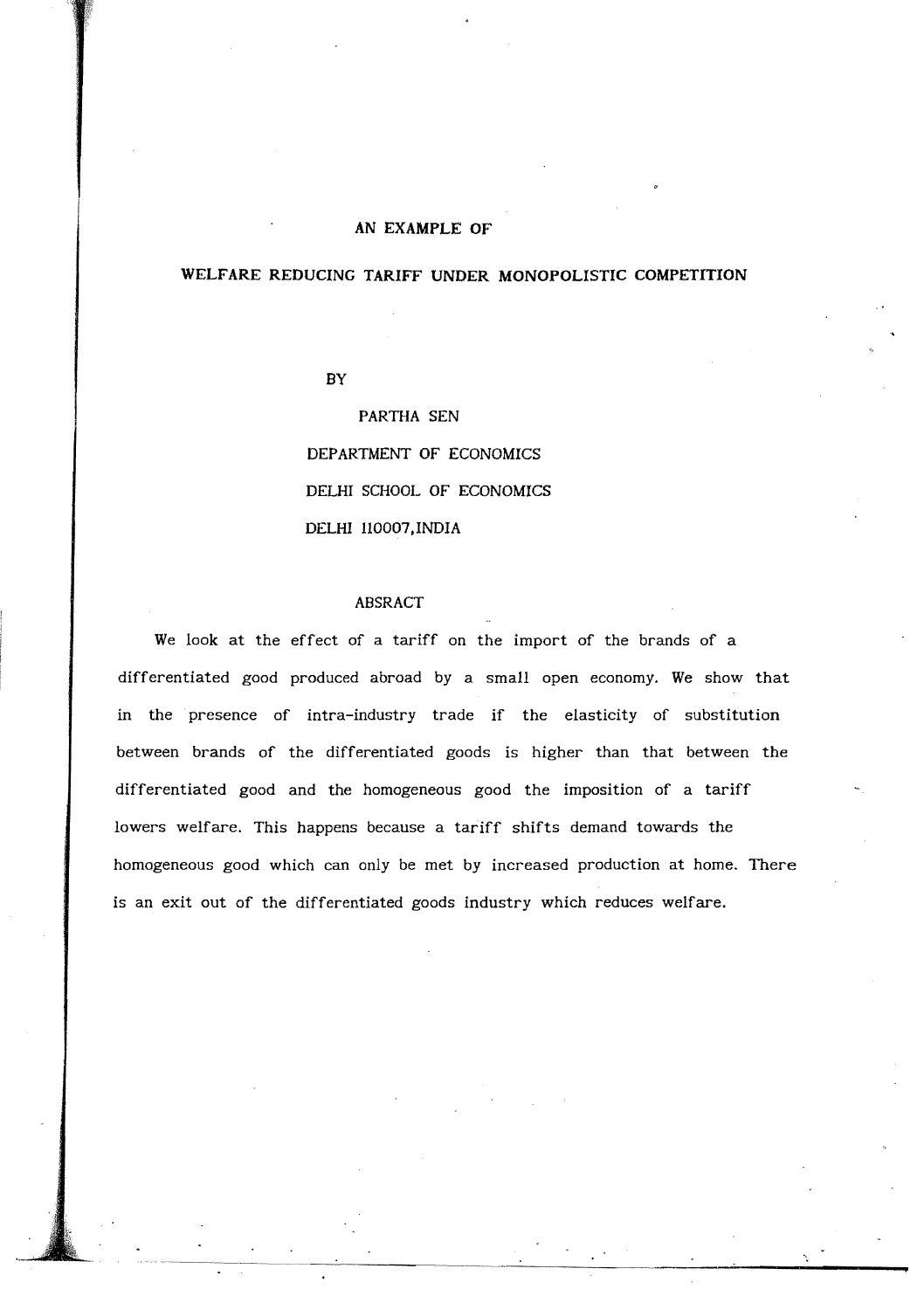# AN EXAMPLE OF

# WELFARE REDUCING TARIFF UNDER MONOPOLISTIC COMPETITION

BY

PARTHA SEN

DEPARTMENT OF ECONOMICS

DELHI SCHOOL OF ECONOMICS

DELHI 110007,INDIA

## ABSRACT

We look at the effect of a tariff on the import of the brands of a differentiated good produced abroad by a small open economy. We show that in the presence of intra-industry trade if the elasticity of substitution between brands of the differentiated goods is higher than that between the differentiated good and the homogeneous good the imposition of a tariff lowers welfare. This happens because a tariff shifts demand towards the homogeneous good which can only be met by increased production at home. There is an exit out of the differentiated goods industry which reduces welfare.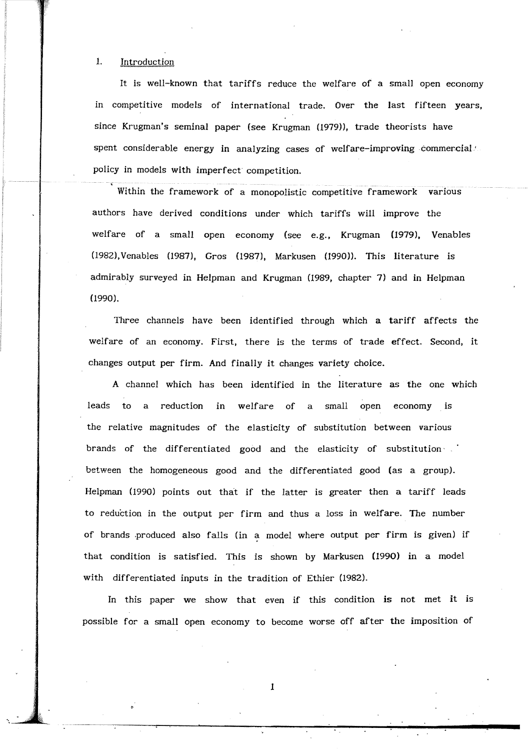## 1. Introduction

It is well-known that tariffs reduce the welfare of a small open economy in competitive models of international trade. Over the last fifteen years, since Krugman's seminal paper (see Krugman (1979)), trade theorists have spent considerable energy in analyzing cases of welfare-improving commercial policy in models with imperfect competition.

Within the framework of a monopolistic competitive framework various authors have derived conditions under which tariffs will improve the welfare of a small open economy (see e.g., Krugman (1979), Venables (1982), Venables (1987), Gros (1987), Markusen (1990)). This literature is admirably surveyed in Helpman and Krugman (1989, chapter 7) and in Helpman (1990).

Three channels have been identified through which a tariff affects the welfare of an economy. First, there is the terms of trade effect. Second, it changes output per firm. And finally it changes variety choice.

A channel which has been identified in the literature as the one which leads to a reduction in welfare of a small open economy is the relative magnitudes of the elasticity of substitution between various brands of the differentiated good and the elasticity of substitution between the homogeneous good and the differentiated good (as a group). Helpman (1990) points out that if the latter is greater then a tariff leads to reduction in the output per firm and thus a loss in welfare. The number of brands produced also falls (in a model where output per firm is given) if that condition is satisfied. This is shown by Markusen (1990) in a model with differentiated inputs in the tradition of Ethier (1982).

In this paper we show that even if this condition is not met it is possible for a small open economy to become worse off after the imposition of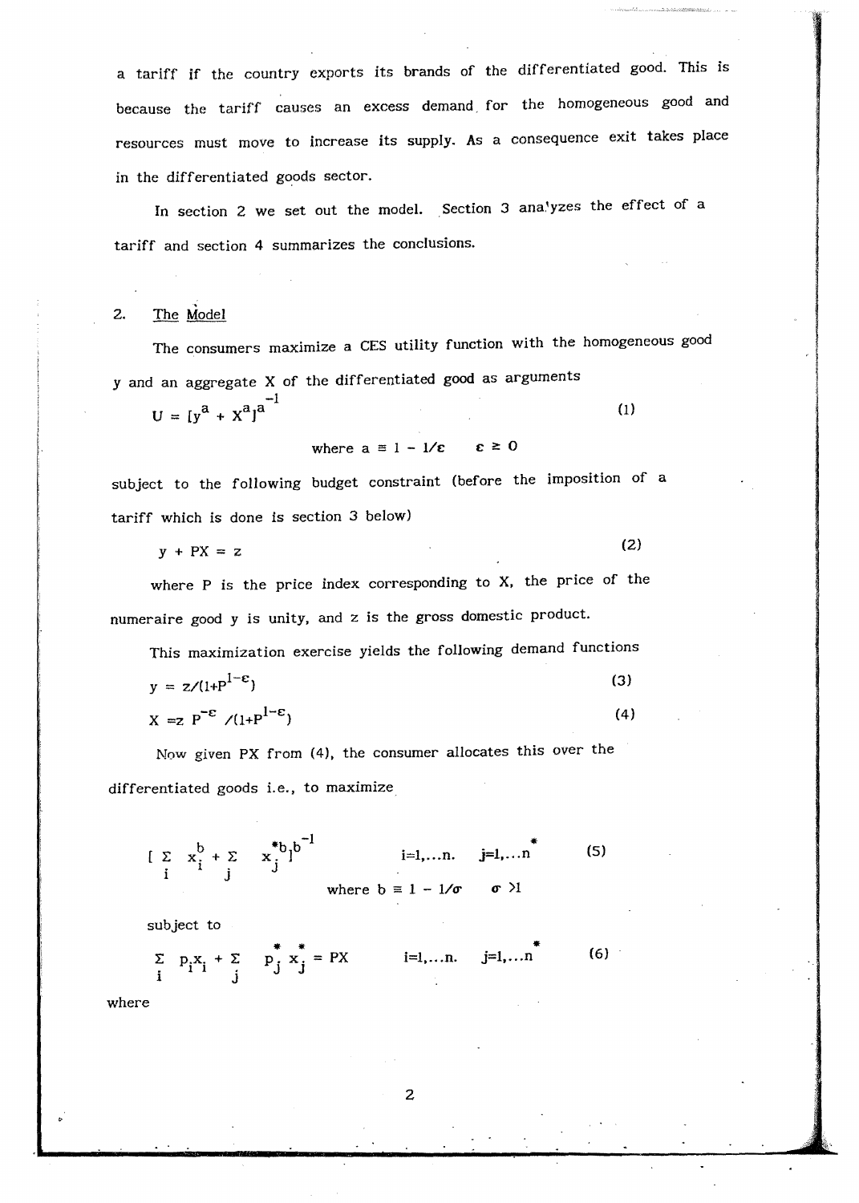a tariff if the country exports its brands of the differentiated good. This is because the tariff causes an excess demand for the homogeneous good and resources must move to increase its supply. As a consequence exit takes place in the differentiated goods sector.

In section 2 we set out the model. Section 3 analyzes the effect of a tariff and section 4 summarizes the conclusions.

## 2. The Model

The consumers maximize a CES utility function with the homogeneous good y and an aggregate X of the differentiated good as arguments

$$U = [y^a + X^a]^{a^{-1}} \tag{1}$$

$$\text{where } a \equiv 1 - 1/\varepsilon \qquad \varepsilon \geq 0$$

subject to the following budget constraint (before the imposition of a tariff which is done is section 3 below)

$$y + PX = z \tag{2}$$

where P is the price index corresponding to X, the price of the numeraire good y is unity, and z is the gross domestic product.

This maximization exercise yields the following demand functions

$$y = z/(1+P^{1-\varepsilon}) \tag{3}$$

$$X = z\, P^{-\varepsilon} /(1+P^{1-\varepsilon}) \tag{4}$$

Now given PX from (4), the consumer allocates this over the differentiated goods i.e., to maximize

$$[\sum_i x_i^b + \sum_j x_j^{*b}]^{b^{-1}} \qquad i=1,\ldots n. \quad j=1,\ldots n^* \tag{5}$$

$$\text{where } b \equiv 1 - 1/\sigma \qquad \sigma > 1$$

subject to

$$\sum_i p_i x_i + \sum_j p_j^* x_j^* = PX \qquad i=1,\ldots n. \quad j=1,\ldots n^* \tag{6}$$

where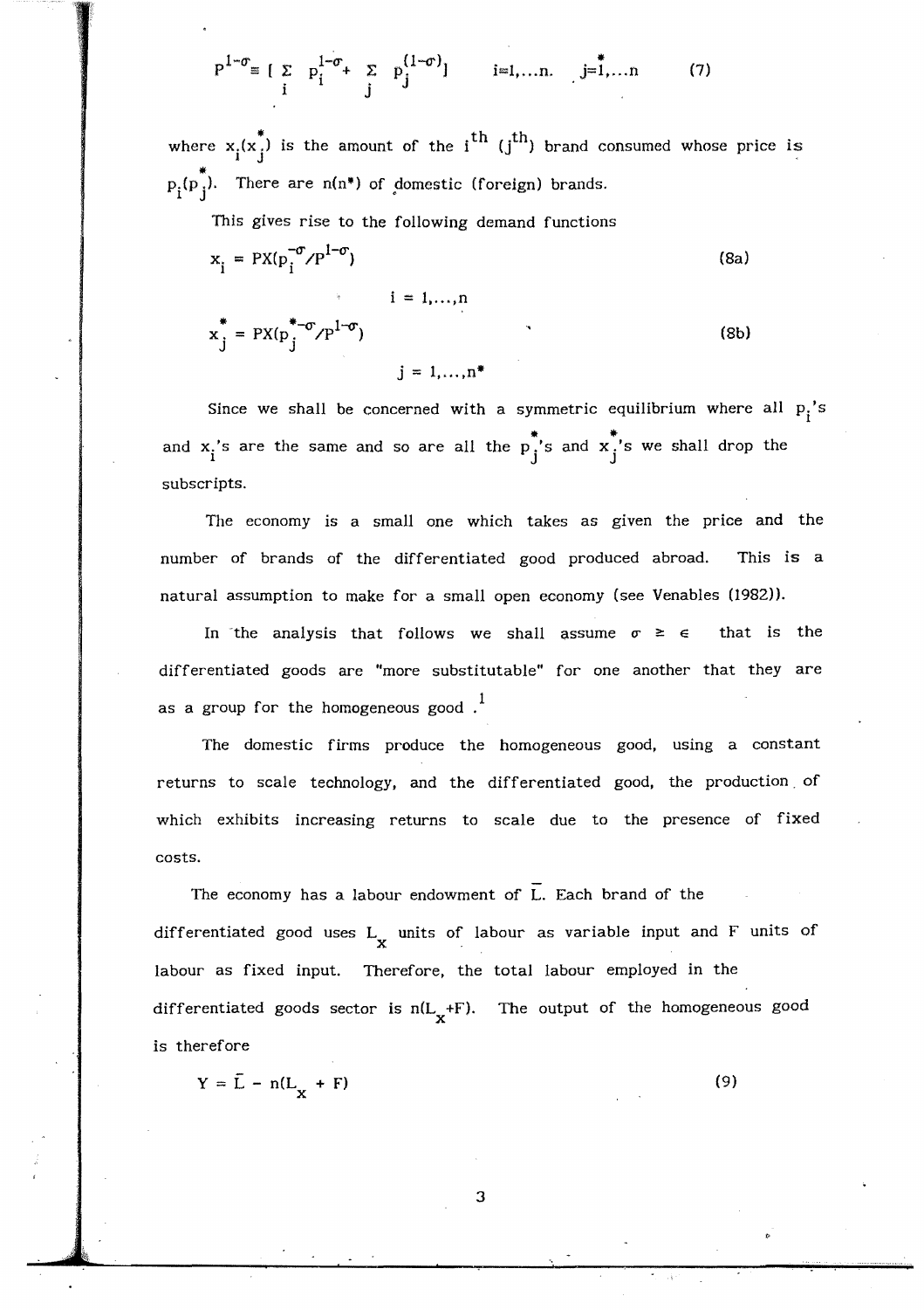$$P^{1-\sigma} \equiv [\sum_i p_i^{1-\sigma} + \sum_j p_j^{*(1-\sigma)}] \qquad i=1,\ldots n. \quad j=1,\ldots n \tag{7}$$

where $x_i(x_j^*)$ is the amount of the $i^{th}$ ($j^{th}$) brand consumed whose price is $p_i(p_j^*)$. There are $n(n^*)$ of domestic (foreign) brands.

This gives rise to the following demand functions

$$x_i = PX(p_i^{-\sigma}/P^{1-\sigma}) \tag{8a}$$

$$i = 1,\ldots,n$$

$$x_j^* = PX(p_j^{*-\sigma}/P^{1-\sigma}) \tag{8b}$$

$$j = 1,\ldots,n^*$$

Since we shall be concerned with a symmetric equilibrium where all $p_i$'s and $x_i$'s are the same and so are all the $p_j^*$'s and $x_j^*$'s we shall drop the subscripts.

The economy is a small one which takes as given the price and the number of brands of the differentiated good produced abroad. This is a natural assumption to make for a small open economy (see Venables (1982)).

In the analysis that follows we shall assume $\sigma \geq \epsilon$ that is the differentiated goods are "more substitutable" for one another that they are as a group for the homogeneous good .[1]

The domestic firms produce the homogeneous good, using a constant returns to scale technology, and the differentiated good, the production of which exhibits increasing returns to scale due to the presence of fixed costs.

The economy has a labour endowment of $\bar{L}$. Each brand of the differentiated good uses $L_x$ units of labour as variable input and F units of labour as fixed input. Therefore, the total labour employed in the differentiated goods sector is $n(L_x+F)$. The output of the homogeneous good is therefore

$$Y = \bar{L} - n(L_x + F) \tag{9}$$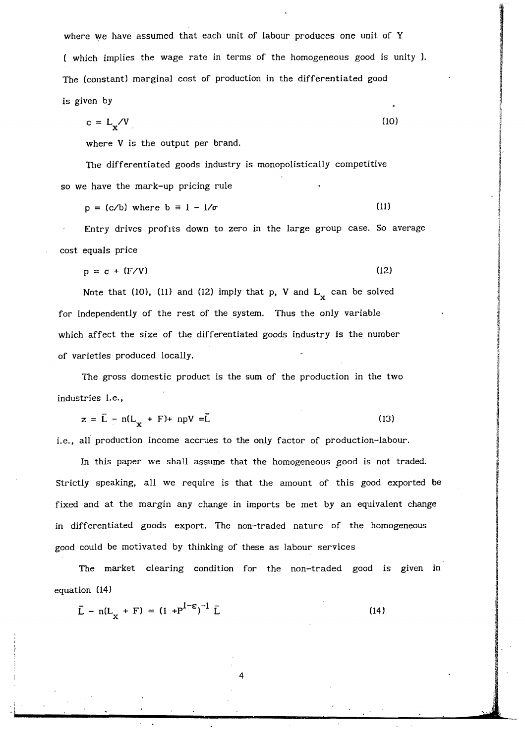where we have assumed that each unit of labour produces one unit of Y ( which implies the wage rate in terms of the homogeneous good is unity ). The (constant) marginal cost of production in the differentiated good is given by

$$c = L_x / V \tag{10}$$

where V is the output per brand.

The differentiated goods industry is monopolistically competitive so we have the mark-up pricing rule

$$p = (c/b) \text{ where } b \equiv 1 - 1/\sigma \tag{11}$$

Entry drives profits down to zero in the large group case. So average cost equals price

$$p = c + (F/V) \tag{12}$$

Note that (10), (11) and (12) imply that p, V and $L_x$ can be solved for independently of the rest of the system. Thus the only variable which affect the size of the differentiated goods industry is the number of varieties produced locally.

The gross domestic product is the sum of the production in the two industries i.e.,

$$z = \bar{L} - n(L_x + F) + npV = \bar{L} \tag{13}$$

i.e., all production income accrues to the only factor of production-labour.

In this paper we shall assume that the homogeneous good is not traded. Strictly speaking, all we require is that the amount of this good exported be fixed and at the margin any change in imports be met by an equivalent change in differentiated goods export. The non-traded nature of the homogeneous good could be motivated by thinking of these as labour services

The market clearing condition for the non-traded good is given in equation (14)

$$\bar{L} - n(L_x + F) = (1 + P^{1-\varepsilon})^{-1} \bar{L} \tag{14}$$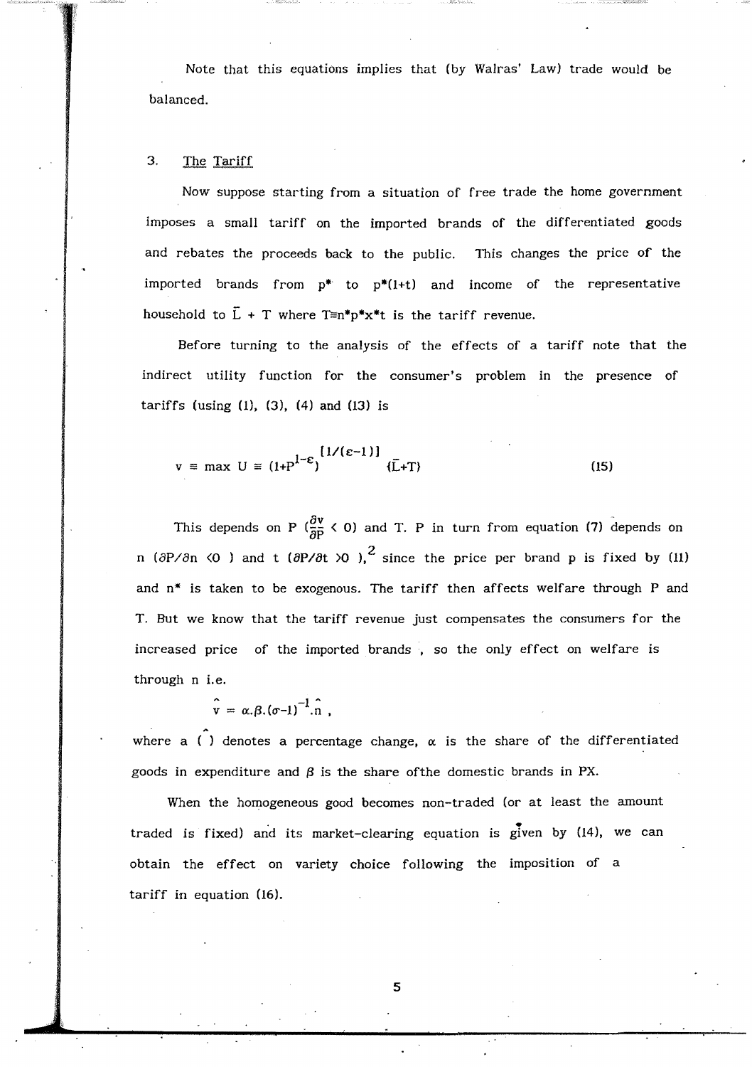Note that this equations implies that (by Walras' Law) trade would be balanced.

## 3. The Tariff

Now suppose starting from a situation of free trade the home government imposes a small tariff on the imported brands of the differentiated goods and rebates the proceeds back to the public. This changes the price of the imported brands from $p^*$ to $p^*(1+t)$ and income of the representative household to $\bar{L} + T$ where $T \equiv n^* p^* x^* t$ is the tariff revenue.

Before turning to the analysis of the effects of a tariff note that the indirect utility function for the consumer's problem in the presence of tariffs (using (1), (3), (4) and (13) is

$$v \equiv \max U \equiv (1+P^{1-\varepsilon})^{[1/(\varepsilon-1)]} \{\bar{L}+T\} \tag{15}$$

This depends on P ($\frac{\partial v}{\partial P} < 0$) and T. P in turn from equation (7) depends on n ($\partial P/\partial n < 0$ ) and t ($\partial P/\partial t > 0$ ),[2] since the price per brand p is fixed by (11) and $n^*$ is taken to be exogenous. The tariff then affects welfare through P and T. But we know that the tariff revenue just compensates the consumers for the increased price of the imported brands , so the only effect on welfare is through n i.e.

$$\hat{v} = \alpha.\beta.(\sigma-1)^{-1}.\hat{n} \ ,$$

where a $\hat{(\ )}$ denotes a percentage change, $\alpha$ is the share of the differentiated goods in expenditure and $\beta$ is the share ofthe domestic brands in PX.

When the homogeneous good becomes non-traded (or at least the amount traded is fixed) and its market-clearing equation is given by (14), we can obtain the effect on variety choice following the imposition of a tariff in equation (16).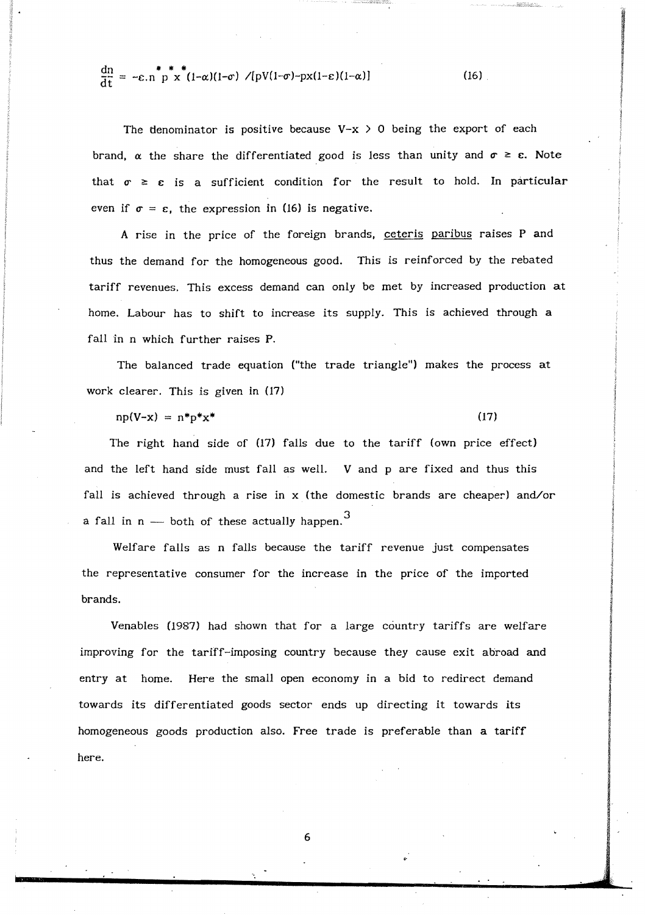$$\frac{dn}{dt} = -\varepsilon . n^* p^* x^* (1-\alpha)(1-\sigma) \, / [pV(1-\sigma)-px(1-\varepsilon)(1-\alpha)] \tag{16}$$

The denominator is positive because $V-x > 0$ being the export of each brand, $\alpha$ the share the differentiated good is less than unity and $\sigma \geq \varepsilon$. Note that $\sigma \geq \varepsilon$ is a sufficient condition for the result to hold. In particular even if $\sigma = \varepsilon$, the expression in (16) is negative.

A rise in the price of the foreign brands, ceteris paribus raises P and thus the demand for the homogeneous good. This is reinforced by the rebated tariff revenues. This excess demand can only be met by increased production at home. Labour has to shift to increase its supply. This is achieved through a fall in n which further raises P.

The balanced trade equation ("the trade triangle") makes the process at work clearer. This is given in (17)

$$np(V-x) = n^*p^*x^* \tag{17}$$

The right hand side of (17) falls due to the tariff (own price effect) and the left hand side must fall as well. V and p are fixed and thus this fall is achieved through a rise in x (the domestic brands are cheaper) and/or a fall in n — both of these actually happen.[3]

Welfare falls as n falls because the tariff revenue just compensates the representative consumer for the increase in the price of the imported brands.

Venables (1987) had shown that for a large country tariffs are welfare improving for the tariff-imposing country because they cause exit abroad and entry at home. Here the small open economy in a bid to redirect demand towards its differentiated goods sector ends up directing it towards its homogeneous goods production also. Free trade is preferable than a tariff here.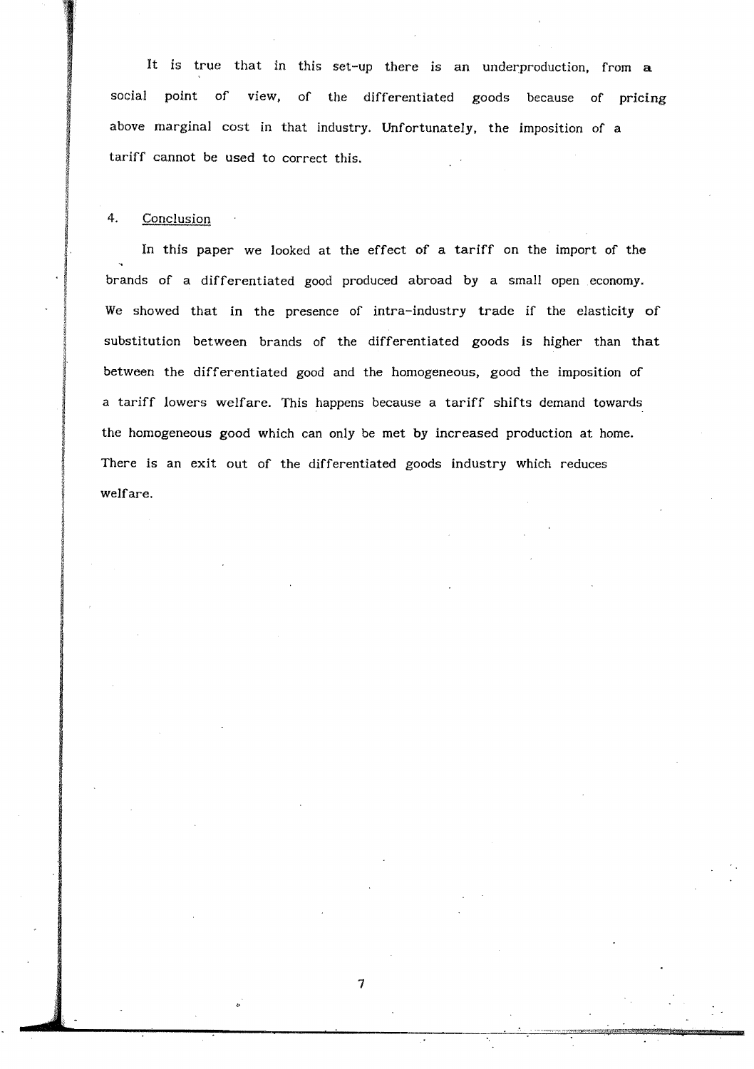It is true that in this set-up there is an underproduction, from a social point of view, of the differentiated goods because of pricing above marginal cost in that industry. Unfortunately, the imposition of a tariff cannot be used to correct this.

## 4. Conclusion

In this paper we looked at the effect of a tariff on the import of the brands of a differentiated good produced abroad by a small open economy. We showed that in the presence of intra-industry trade if the elasticity of substitution between brands of the differentiated goods is higher than that between the differentiated good and the homogeneous, good the imposition of a tariff lowers welfare. This happens because a tariff shifts demand towards the homogeneous good which can only be met by increased production at home. There is an exit out of the differentiated goods industry which reduces welfare.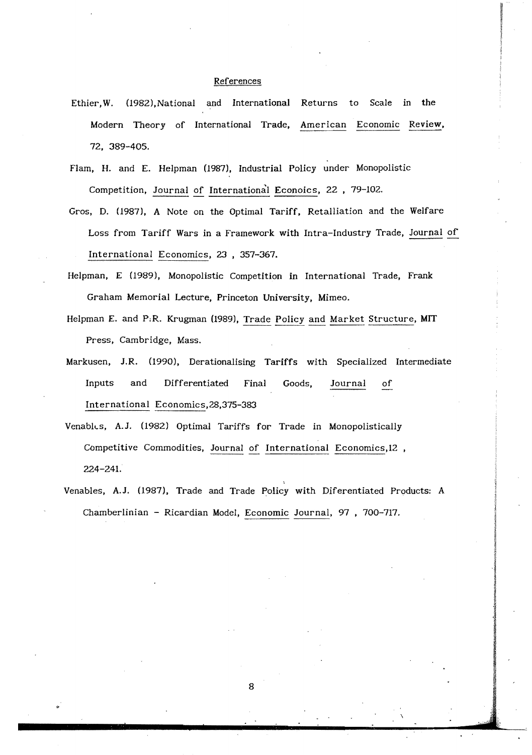## References

Ethier, W. (1982), National and International Returns to Scale in the Modern Theory of International Trade, American Economic Review, 72, 389-405.

Flam, H. and E. Helpman (1987), Industrial Policy under Monopolistic Competition, Journal of International Econoics, 22 , 79-102.

Gros, D. (1987), A Note on the Optimal Tariff, Retalliation and the Welfare Loss from Tariff Wars in a Framework with Intra-Industry Trade, Journal of International Economics, 23 , 357-367.

Helpman, E (1989), Monopolistic Competition in International Trade, Frank Graham Memorial Lecture, Princeton University, Mimeo.

Helpman E. and P.R. Krugman (1989), Trade Policy and Market Structure, MIT Press, Cambridge, Mass.

Markusen, J.R. (1990), Derationalising Tariffs with Specialized Intermediate Inputs and Differentiated Final Goods, Journal of International Economics, 28, 375-383

Venables, A.J. (1982) Optimal Tariffs for Trade in Monopolistically Competitive Commodities, Journal of International Economics, 12 , 224-241.

Venables, A.J. (1987), Trade and Trade Policy with Diferentiated Products: A Chamberlinian - Ricardian Model, Economic Journal, 97 , 700-717.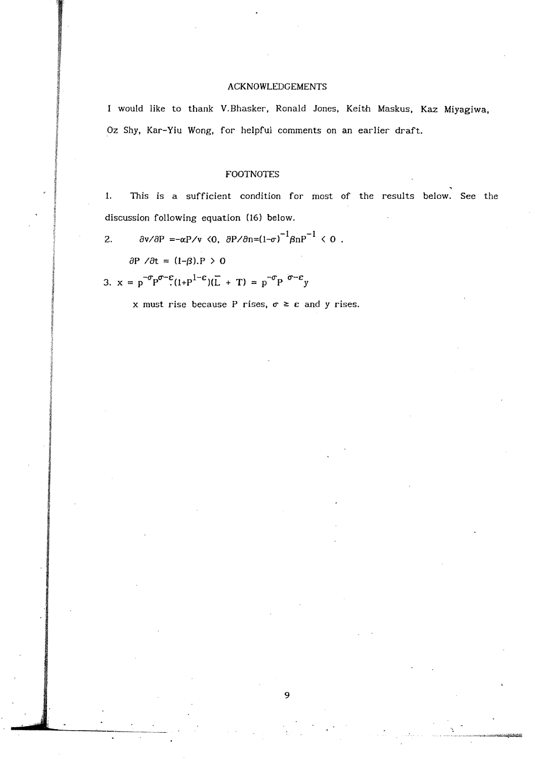## ACKNOWLEDGEMENTS

I would like to thank V.Bhasker, Ronald Jones, Keith Maskus, Kaz Miyagiwa, Oz Shy, Kar-Yiu Wong, for helpful comments on an earlier draft.

## FOOTNOTES

1. This is a sufficient condition for most of the results below. See the discussion following equation (16) below.

2. $\partial v/\partial P = -\alpha P/v < 0, \ \partial P/\partial n = (1-\sigma)^{-1}\beta n P^{-1} < 0$ .

   $\partial P/\partial t = (1-\beta).P > 0$

3. $x = p^{-\sigma}P^{\sigma-\varepsilon}.(1+P^{1-\varepsilon})(\bar{L} + T) = p^{-\sigma}P^{\sigma-\varepsilon}y$

   x must rise because P rises, $\sigma \geq \varepsilon$ and y rises.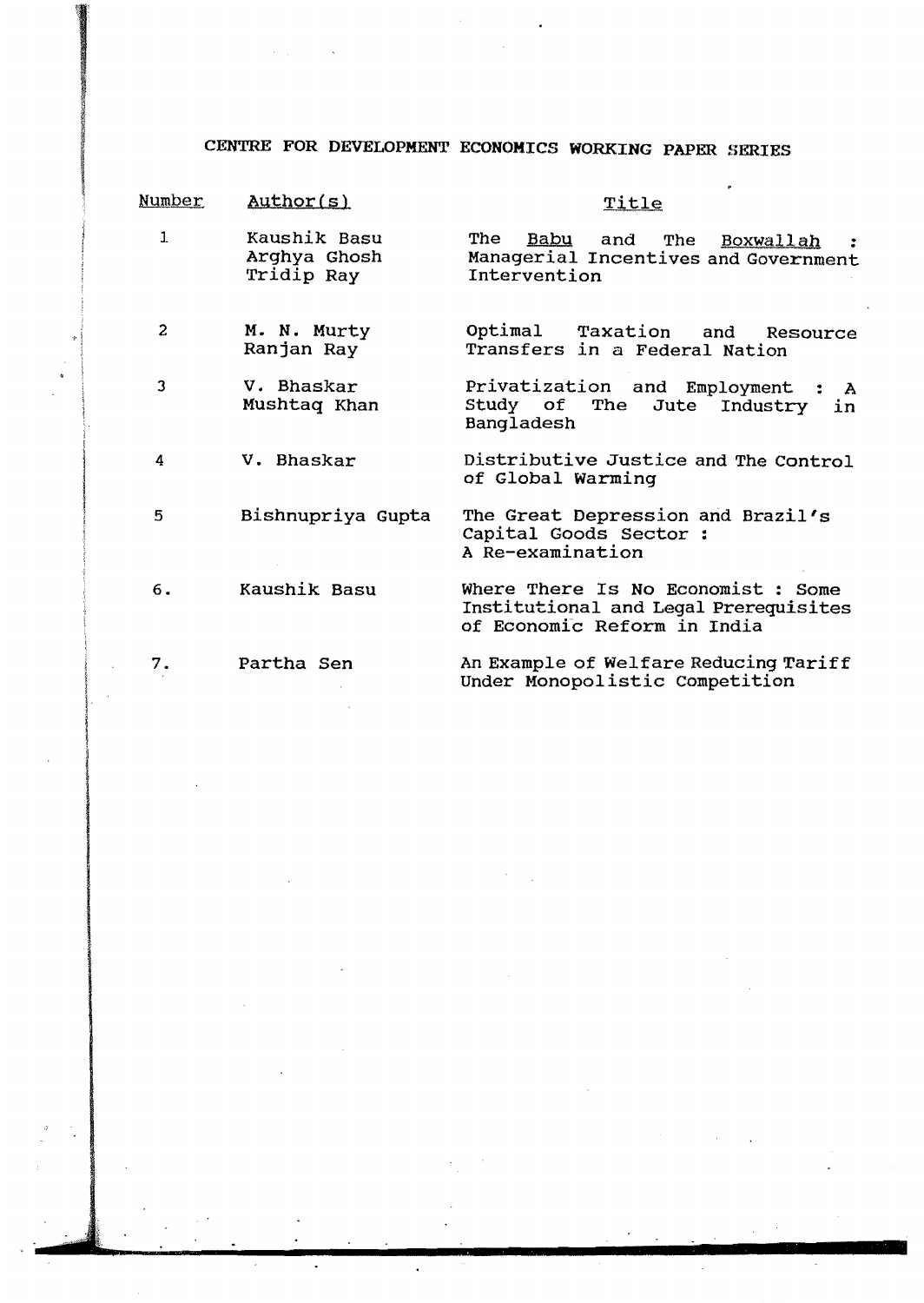## CENTRE FOR DEVELOPMENT ECONOMICS WORKING PAPER SERIES

| Number | Author(s) | Title |
|---|---|---|
| 1 | Kaushik Basu<br>Arghya Ghosh<br>Tridip Ray | The Babu and The Boxwallah : Managerial Incentives and Government Intervention |
| 2 | M. N. Murty<br>Ranjan Ray | Optimal Taxation and Resource Transfers in a Federal Nation |
| 3 | V. Bhaskar<br>Mushtaq Khan | Privatization and Employment : A Study of The Jute Industry in Bangladesh |
| 4 | V. Bhaskar | Distributive Justice and The Control of Global Warming |
| 5 | Bishnupriya Gupta | The Great Depression and Brazil's Capital Goods Sector : A Re-examination |
| 6. | Kaushik Basu | Where There Is No Economist : Some Institutional and Legal Prerequisites of Economic Reform in India |
| 7. | Partha Sen | An Example of Welfare Reducing Tariff Under Monopolistic Competition |